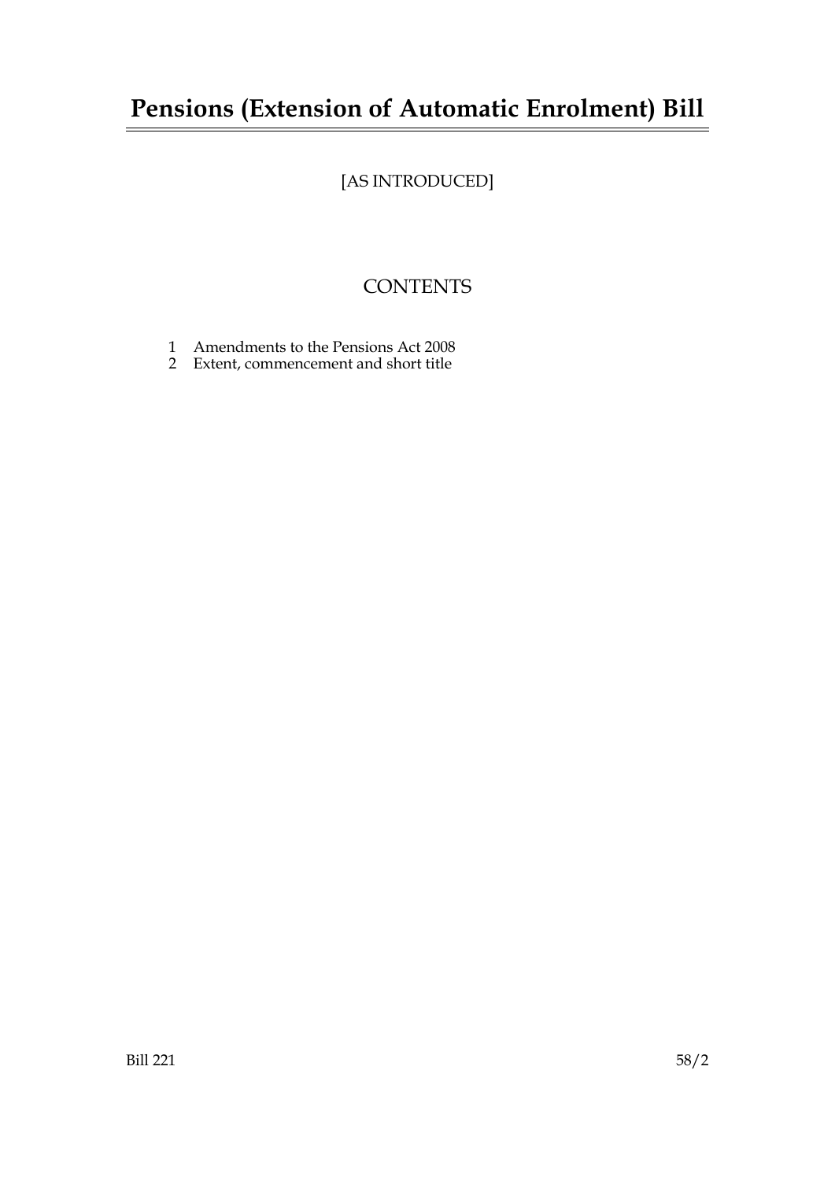# Pensions (Extension of Automatic Enrolment) Bill

[AS INTRODUCED]

## CONTENTS

1 Amendments to the Pensions Act 2008
2 Extent, commencement and short title

Bill 221 58/2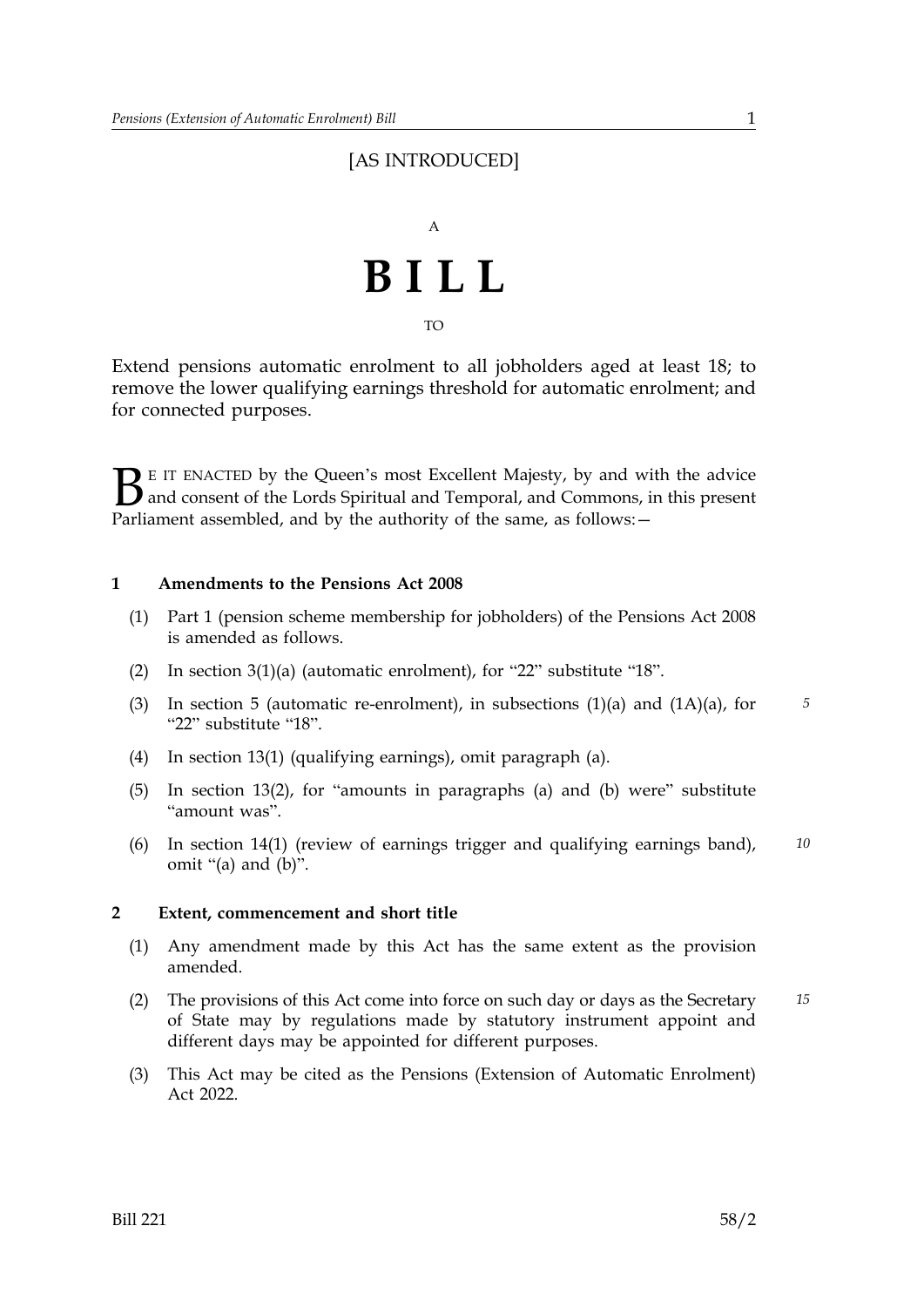[AS INTRODUCED]

A

# BILL

TO

Extend pensions automatic enrolment to all jobholders aged at least 18; to remove the lower qualifying earnings threshold for automatic enrolment; and for connected purposes.

BE IT ENACTED by the Queen's most Excellent Majesty, by and with the advice and consent of the Lords Spiritual and Temporal, and Commons, in this present Parliament assembled, and by the authority of the same, as follows:—

### 1 Amendments to the Pensions Act 2008

(1) Part 1 (pension scheme membership for jobholders) of the Pensions Act 2008 is amended as follows.

(2) In section 3(1)(a) (automatic enrolment), for "22" substitute "18".

(3) In section 5 (automatic re-enrolment), in subsections (1)(a) and (1A)(a), for "22" substitute "18".

(4) In section 13(1) (qualifying earnings), omit paragraph (a).

(5) In section 13(2), for "amounts in paragraphs (a) and (b) were" substitute "amount was".

(6) In section 14(1) (review of earnings trigger and qualifying earnings band), omit "(a) and (b)".

### 2 Extent, commencement and short title

(1) Any amendment made by this Act has the same extent as the provision amended.

(2) The provisions of this Act come into force on such day or days as the Secretary of State may by regulations made by statutory instrument appoint and different days may be appointed for different purposes.

(3) This Act may be cited as the Pensions (Extension of Automatic Enrolment) Act 2022.

Bill 221 58/2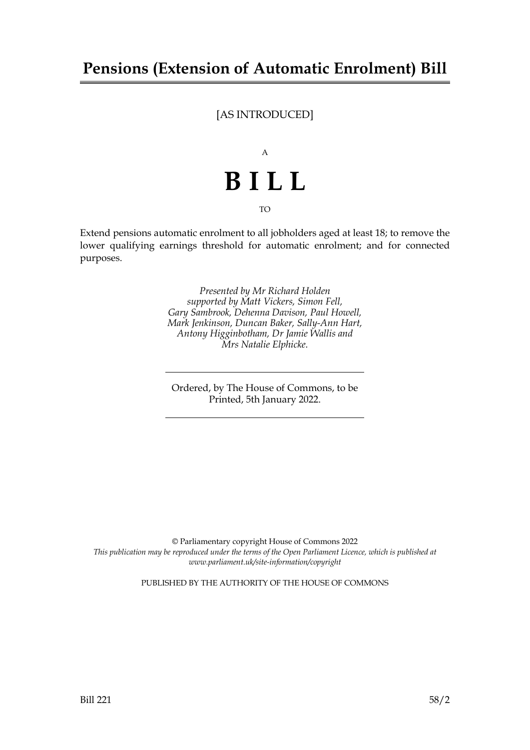# Pensions (Extension of Automatic Enrolment) Bill

[AS INTRODUCED]

A

# B I L L

TO

Extend pensions automatic enrolment to all jobholders aged at least 18; to remove the lower qualifying earnings threshold for automatic enrolment; and for connected purposes.

*Presented by Mr Richard Holden supported by Matt Vickers, Simon Fell, Gary Sambrook, Dehenna Davison, Paul Howell, Mark Jenkinson, Duncan Baker, Sally-Ann Hart, Antony Higginbotham, Dr Jamie Wallis and Mrs Natalie Elphicke.*

---

Ordered, by The House of Commons, to be Printed, 5th January 2022.

---

© Parliamentary copyright House of Commons 2022

*This publication may be reproduced under the terms of the Open Parliament Licence, which is published at www.parliament.uk/site-information/copyright*

PUBLISHED BY THE AUTHORITY OF THE HOUSE OF COMMONS

Bill 221 58/2